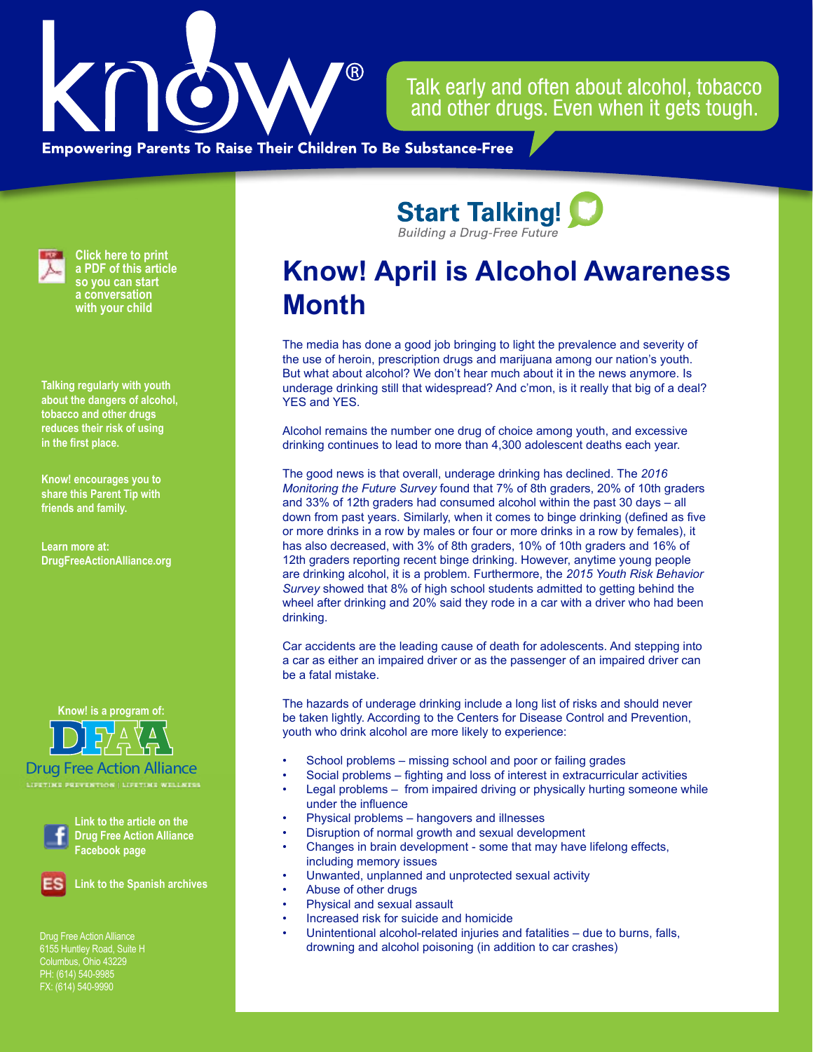know!®

Talk early and often about alcohol, tobacco and other drugs. Even when it gets tough.

**Empowering Parents To Raise Their Children To Be Substance-Free**

**Start Talking!**
*Building a Drug-Free Future*

# Know! April is Alcohol Awareness Month

The media has done a good job bringing to light the prevalence and severity of the use of heroin, prescription drugs and marijuana among our nation's youth. But what about alcohol? We don't hear much about it in the news anymore. Is underage drinking still that widespread? And c'mon, is it really that big of a deal? YES and YES.

Alcohol remains the number one drug of choice among youth, and excessive drinking continues to lead to more than 4,300 adolescent deaths each year.

The good news is that overall, underage drinking has declined. The *2016 Monitoring the Future Survey* found that 7% of 8th graders, 20% of 10th graders and 33% of 12th graders had consumed alcohol within the past 30 days – all down from past years. Similarly, when it comes to binge drinking (defined as five or more drinks in a row by males or four or more drinks in a row by females), it has also decreased, with 3% of 8th graders, 10% of 10th graders and 16% of 12th graders reporting recent binge drinking. However, anytime young people are drinking alcohol, it is a problem. Furthermore, the *2015 Youth Risk Behavior Survey* showed that 8% of high school students admitted to getting behind the wheel after drinking and 20% said they rode in a car with a driver who had been drinking.

Car accidents are the leading cause of death for adolescents. And stepping into a car as either an impaired driver or as the passenger of an impaired driver can be a fatal mistake.

The hazards of underage drinking include a long list of risks and should never be taken lightly. According to the Centers for Disease Control and Prevention, youth who drink alcohol are more likely to experience:

- School problems – missing school and poor or failing grades
- Social problems – fighting and loss of interest in extracurricular activities
- Legal problems – from impaired driving or physically hurting someone while under the influence
- Physical problems – hangovers and illnesses
- Disruption of normal growth and sexual development
- Changes in brain development - some that may have lifelong effects, including memory issues
- Unwanted, unplanned and unprotected sexual activity
- Abuse of other drugs
- Physical and sexual assault
- Increased risk for suicide and homicide
- Unintentional alcohol-related injuries and fatalities – due to burns, falls, drowning and alcohol poisoning (in addition to car crashes)

---

**Click here to print a PDF of this article so you can start a conversation with your child**

**Talking regularly with youth about the dangers of alcohol, tobacco and other drugs reduces their risk of using in the first place.**

**Know! encourages you to share this Parent Tip with friends and family.**

**Learn more at: DrugFreeActionAlliance.org**

**Know! is a program of:**

DFAA
Drug Free Action Alliance
LIFETIME PREVENTION | LIFETIME WELLNESS

**Link to the article on the Drug Free Action Alliance Facebook page**

**Link to the Spanish archives**

Drug Free Action Alliance
6155 Huntley Road, Suite H
Columbus, Ohio 43229
PH: (614) 540-9985
FX: (614) 540-9990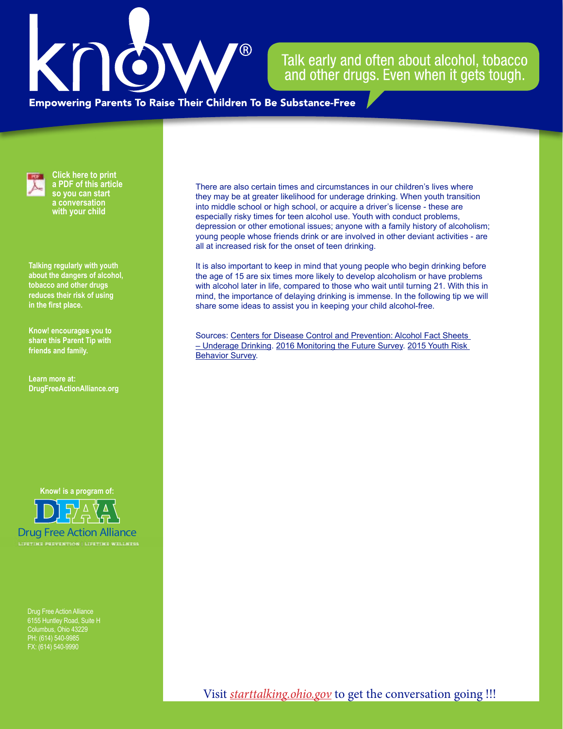know!®

Talk early and often about alcohol, tobacco and other drugs. Even when it gets tough.

**Empowering Parents To Raise Their Children To Be Substance-Free**

**Click here to print a PDF of this article so you can start a conversation with your child**

**Talking regularly with youth about the dangers of alcohol, tobacco and other drugs reduces their risk of using in the first place.**

**Know! encourages you to share this Parent Tip with friends and family.**

**Learn more at: DrugFreeActionAlliance.org**

There are also certain times and circumstances in our children's lives where they may be at greater likelihood for underage drinking. When youth transition into middle school or high school, or acquire a driver's license - these are especially risky times for teen alcohol use. Youth with conduct problems, depression or other emotional issues; anyone with a family history of alcoholism; young people whose friends drink or are involved in other deviant activities - are all at increased risk for the onset of teen drinking.

It is also important to keep in mind that young people who begin drinking before the age of 15 are six times more likely to develop alcoholism or have problems with alcohol later in life, compared to those who wait until turning 21. With this in mind, the importance of delaying drinking is immense. In the following tip we will share some ideas to assist you in keeping your child alcohol-free.

Sources: Centers for Disease Control and Prevention: Alcohol Fact Sheets – Underage Drinking. 2016 Monitoring the Future Survey. 2015 Youth Risk Behavior Survey.

**Know! is a program of:**

DFAA
Drug Free Action Alliance
LIFETIME PREVENTION | LIFETIME WELLNESS

Drug Free Action Alliance
6155 Huntley Road, Suite H
Columbus, Ohio 43229
PH: (614) 540-9985
FX: (614) 540-9990

Visit *starttalking.ohio.gov* to get the conversation going !!!